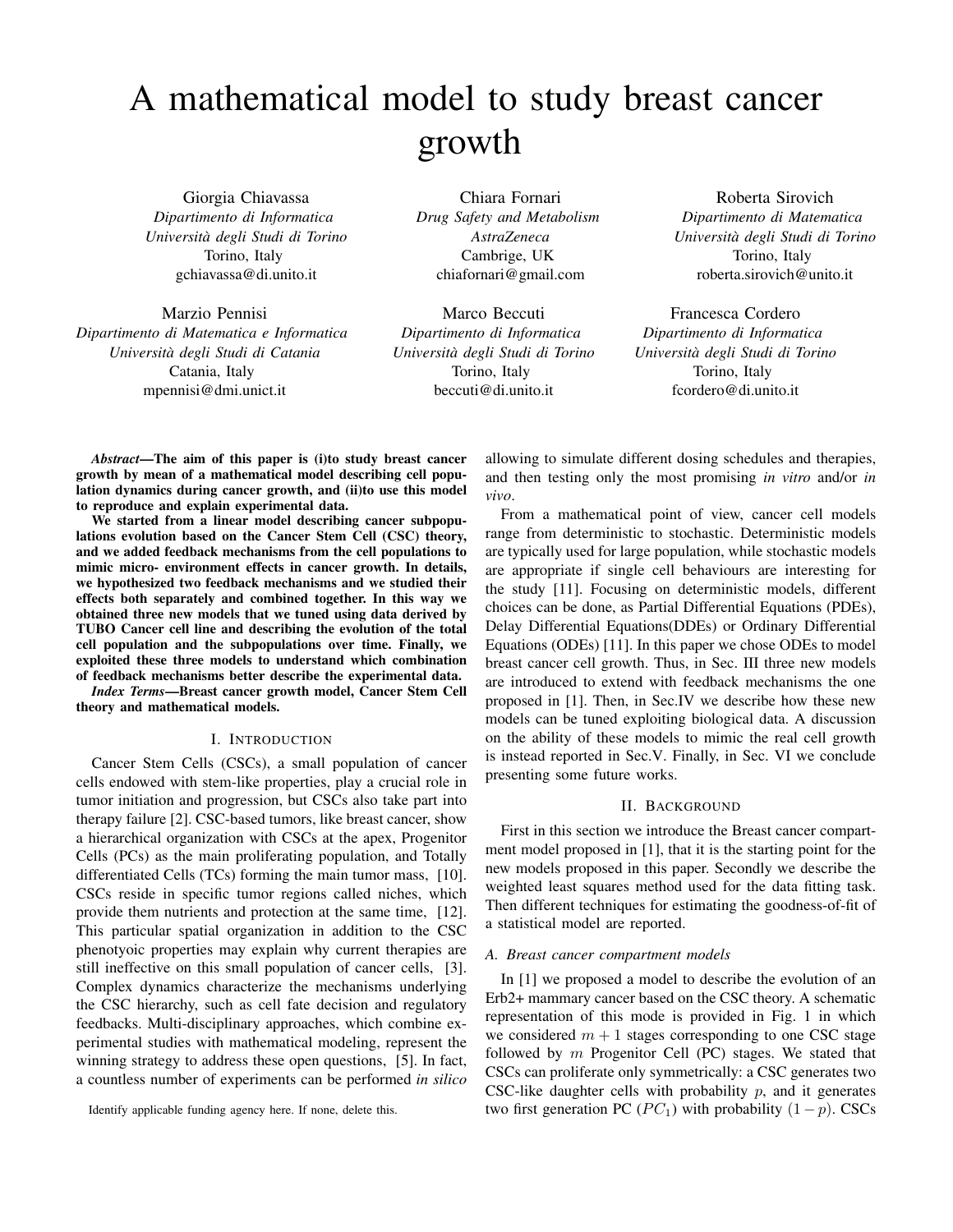# A mathematical model to study breast cancer growth

Giorgia Chiavassa
*Dipartimento di Informatica*
*Università degli Studi di Torino*
Torino, Italy
gchiavassa@di.unito.it

Chiara Fornari
*Drug Safety and Metabolism*
*AstraZeneca*
Cambrige, UK
chiafornari@gmail.com

Roberta Sirovich
*Dipartimento di Matematica*
*Università degli Studi di Torino*
Torino, Italy
roberta.sirovich@unito.it

Marzio Pennisi
*Dipartimento di Matematica e Informatica*
*Università degli Studi di Catania*
Catania, Italy
mpennisi@dmi.unict.it

Marco Beccuti
*Dipartimento di Informatica*
*Università degli Studi di Torino*
Torino, Italy
beccuti@di.unito.it

Francesca Cordero
*Dipartimento di Informatica*
*Università degli Studi di Torino*
Torino, Italy
fcordero@di.unito.it

***Abstract*—The aim of this paper is (i)to study breast cancer growth by mean of a mathematical model describing cell population dynamics during cancer growth, and (ii)to use this model to reproduce and explain experimental data.**

**We started from a linear model describing cancer subpopulations evolution based on the Cancer Stem Cell (CSC) theory, and we added feedback mechanisms from the cell populations to mimic micro- environment effects in cancer growth. In details, we hypothesized two feedback mechanisms and we studied their effects both separately and combined together. In this way we obtained three new models that we tuned using data derived by TUBO Cancer cell line and describing the evolution of the total cell population and the subpopulations over time. Finally, we exploited these three models to understand which combination of feedback mechanisms better describe the experimental data.**

***Index Terms*—Breast cancer growth model, Cancer Stem Cell theory and mathematical models.**

## I. Introduction

Cancer Stem Cells (CSCs), a small population of cancer cells endowed with stem-like properties, play a crucial role in tumor initiation and progression, but CSCs also take part into therapy failure [2]. CSC-based tumors, like breast cancer, show a hierarchical organization with CSCs at the apex, Progenitor Cells (PCs) as the main proliferating population, and Totally differentiated Cells (TCs) forming the main tumor mass, [10]. CSCs reside in specific tumor regions called niches, which provide them nutrients and protection at the same time, [12]. This particular spatial organization in addition to the CSC phenotyoic properties may explain why current therapies are still ineffective on this small population of cancer cells, [3]. Complex dynamics characterize the mechanisms underlying the CSC hierarchy, such as cell fate decision and regulatory feedbacks. Multi-disciplinary approaches, which combine experimental studies with mathematical modeling, represent the winning strategy to address these open questions, [5]. In fact, a countless number of experiments can be performed *in silico* allowing to simulate different dosing schedules and therapies, and then testing only the most promising *in vitro* and/or *in vivo*.

From a mathematical point of view, cancer cell models range from deterministic to stochastic. Deterministic models are typically used for large population, while stochastic models are appropriate if single cell behaviours are interesting for the study [11]. Focusing on deterministic models, different choices can be done, as Partial Differential Equations (PDEs), Delay Differential Equations(DDEs) or Ordinary Differential Equations (ODEs) [11]. In this paper we chose ODEs to model breast cancer cell growth. Thus, in Sec. III three new models are introduced to extend with feedback mechanisms the one proposed in [1]. Then, in Sec.IV we describe how these new models can be tuned exploiting biological data. A discussion on the ability of these models to mimic the real cell growth is instead reported in Sec.V. Finally, in Sec. VI we conclude presenting some future works.

## II. Background

First in this section we introduce the Breast cancer compartment model proposed in [1], that it is the starting point for the new models proposed in this paper. Secondly we describe the weighted least squares method used for the data fitting task. Then different techniques for estimating the goodness-of-fit of a statistical model are reported.

### A. Breast cancer compartment models

In [1] we proposed a model to describe the evolution of an Erb2+ mammary cancer based on the CSC theory. A schematic representation of this mode is provided in Fig. 1 in which we considered $m + 1$ stages corresponding to one CSC stage followed by $m$ Progenitor Cell (PC) stages. We stated that CSCs can proliferate only symmetrically: a CSC generates two CSC-like daughter cells with probability $p$, and it generates two first generation PC ($PC_1$) with probability $(1 - p)$. CSCs

Identify applicable funding agency here. If none, delete this.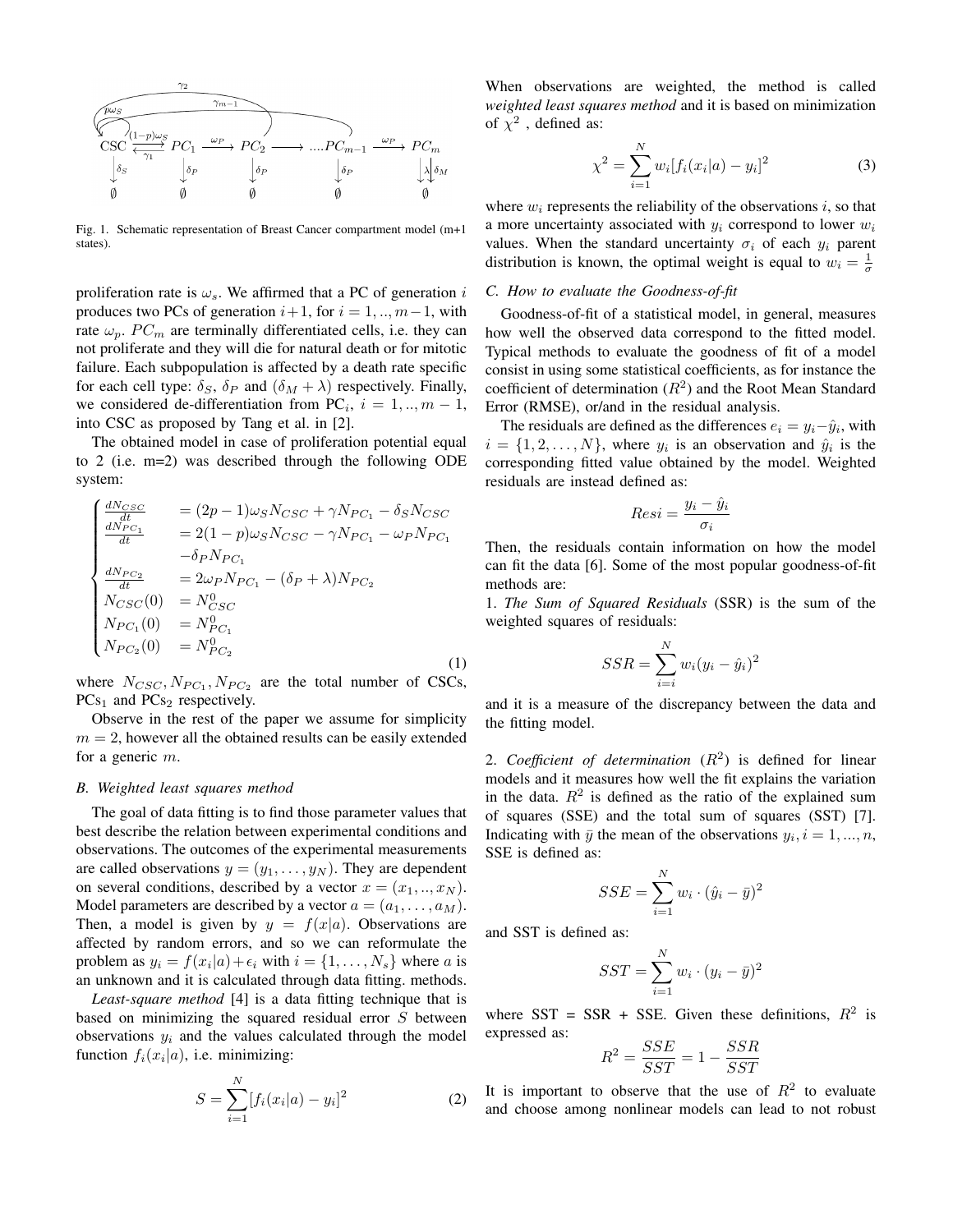Fig. 1. Schematic representation of Breast Cancer compartment model (m+1 states).

proliferation rate is $\omega_s$. We affirmed that a PC of generation $i$ produces two PCs of generation $i+1$, for $i = 1, .., m-1$, with rate $\omega_p$. $PC_m$ are terminally differentiated cells, i.e. they can not proliferate and they will die for natural death or for mitotic failure. Each subpopulation is affected by a death rate specific for each cell type: $\delta_S$, $\delta_P$ and $(\delta_M + \lambda)$ respectively. Finally, we considered de-differentiation from $\mathrm{PC}_i$, $i = 1, .., m-1$, into CSC as proposed by Tang et al. in [2].

The obtained model in case of proliferation potential equal to 2 (i.e. m=2) was described through the following ODE system:

$$
\begin{cases}
\frac{dN_{CSC}}{dt} &= (2p-1)\omega_S N_{CSC} + \gamma N_{PC_1} - \delta_S N_{CSC} \\
\frac{dN_{PC_1}}{dt} &= 2(1-p)\omega_S N_{CSC} - \gamma N_{PC_1} - \omega_P N_{PC_1} \\
 & \quad -\delta_P N_{PC_1} \\
\frac{dN_{PC_2}}{dt} &= 2\omega_P N_{PC_1} - (\delta_P + \lambda) N_{PC_2} \\
N_{CSC}(0) &= N^0_{CSC} \\
N_{PC_1}(0) &= N^0_{PC_1} \\
N_{PC_2}(0) &= N^0_{PC_2}
\end{cases}
\tag{1}
$$

where $N_{CSC}, N_{PC_1}, N_{PC_2}$ are the total number of CSCs, $\mathrm{PCs}_1$ and $\mathrm{PCs}_2$ respectively.

Observe in the rest of the paper we assume for simplicity $m = 2$, however all the obtained results can be easily extended for a generic $m$.

### B. Weighted least squares method

The goal of data fitting is to find those parameter values that best describe the relation between experimental conditions and observations. The outcomes of the experimental measurements are called observations $y = (y_1, \dots, y_N)$. They are dependent on several conditions, described by a vector $x = (x_1, .., x_N)$. Model parameters are described by a vector $a = (a_1, \dots, a_M)$. Then, a model is given by $y = f(x|a)$. Observations are affected by random errors, and so we can reformulate the problem as $y_i = f(x_i|a) + \epsilon_i$ with $i = \{1, \dots, N_s\}$ where $a$ is an unknown and it is calculated through data fitting. methods.

*Least-square method* [4] is a data fitting technique that is based on minimizing the squared residual error $S$ between observations $y_i$ and the values calculated through the model function $f_i(x_i|a)$, i.e. minimizing:

$$S = \sum_{i=1}^{N} [f_i(x_i|a) - y_i]^2 \tag{2}$$

When observations are weighted, the method is called *weighted least squares method* and it is based on minimization of $\chi^2$ , defined as:

$$\chi^2 = \sum_{i=1}^{N} w_i [f_i(x_i|a) - y_i]^2 \tag{3}$$

where $w_i$ represents the reliability of the observations $i$, so that a more uncertainty associated with $y_i$ correspond to lower $w_i$ values. When the standard uncertainty $\sigma_i$ of each $y_i$ parent distribution is known, the optimal weight is equal to $w_i = \frac{1}{\sigma}$

### C. How to evaluate the Goodness-of-fit

Goodness-of-fit of a statistical model, in general, measures how well the observed data correspond to the fitted model. Typical methods to evaluate the goodness of fit of a model consist in using some statistical coefficients, as for instance the coefficient of determination ($R^2$) and the Root Mean Standard Error (RMSE), or/and in the residual analysis.

The residuals are defined as the differences $e_i = y_i - \hat{y}_i$, with $i = \{1, 2, \dots, N\}$, where $y_i$ is an observation and $\hat{y}_i$ is the corresponding fitted value obtained by the model. Weighted residuals are instead defined as:

$$Resi = \frac{y_i - \hat{y}_i}{\sigma_i}$$

Then, the residuals contain information on how the model can fit the data [6]. Some of the most popular goodness-of-fit methods are:

1. *The Sum of Squared Residuals* (SSR) is the sum of the weighted squares of residuals:

$$SSR = \sum_{i=i}^{N} w_i (y_i - \hat{y}_i)^2$$

and it is a measure of the discrepancy between the data and the fitting model.

2. *Coefficient of determination* ($R^2$) is defined for linear models and it measures how well the fit explains the variation in the data. $R^2$ is defined as the ratio of the explained sum of squares (SSE) and the total sum of squares (SST) [7]. Indicating with $\bar{y}$ the mean of the observations $y_i, i = 1, ..., n$, SSE is defined as:

$$SSE = \sum_{i=1}^{N} w_i \cdot (\hat{y}_i - \bar{y})^2$$

and SST is defined as:

$$SST = \sum_{i=1}^{N} w_i \cdot (y_i - \bar{y})^2$$

where SST = SSR + SSE. Given these definitions, $R^2$ is expressed as:

$$R^2 = \frac{SSE}{SST} = 1 - \frac{SSR}{SST}$$

It is important to observe that the use of $R^2$ to evaluate and choose among nonlinear models can lead to not robust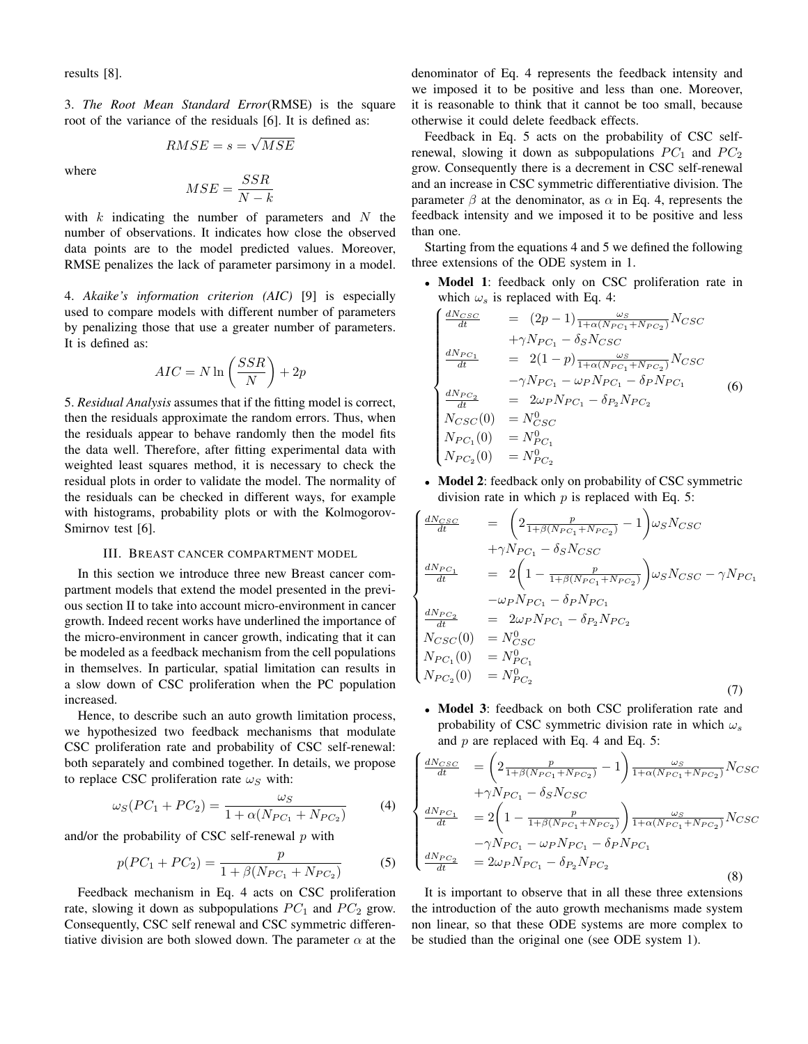results [8].

3. *The Root Mean Standard Error*(RMSE) is the square root of the variance of the residuals [6]. It is defined as:

$$RMSE = s = \sqrt{MSE}$$

where

$$MSE = \frac{SSR}{N-k}$$

with $k$ indicating the number of parameters and $N$ the number of observations. It indicates how close the observed data points are to the model predicted values. Moreover, RMSE penalizes the lack of parameter parsimony in a model.

4. *Akaike's information criterion (AIC)* [9] is especially used to compare models with different number of parameters by penalizing those that use a greater number of parameters. It is defined as:

$$AIC = N \ln\left(\frac{SSR}{N}\right) + 2p$$

5. *Residual Analysis* assumes that if the fitting model is correct, then the residuals approximate the random errors. Thus, when the residuals appear to behave randomly then the model fits the data well. Therefore, after fitting experimental data with weighted least squares method, it is necessary to check the residual plots in order to validate the model. The normality of the residuals can be checked in different ways, for example with histograms, probability plots or with the Kolmogorov-Smirnov test [6].

## III. Breast cancer compartment model

In this section we introduce three new Breast cancer compartment models that extend the model presented in the previous section II to take into account micro-environment in cancer growth. Indeed recent works have underlined the importance of the micro-environment in cancer growth, indicating that it can be modeled as a feedback mechanism from the cell populations in themselves. In particular, spatial limitation can results in a slow down of CSC proliferation when the PC population increased.

Hence, to describe such an auto growth limitation process, we hypothesized two feedback mechanisms that modulate CSC proliferation rate and probability of CSC self-renewal: both separately and combined together. In details, we propose to replace CSC proliferation rate $\omega_S$ with:

$$\omega_S(PC_1 + PC_2) = \frac{\omega_S}{1 + \alpha(N_{PC_1} + N_{PC_2})} \tag{4}$$

and/or the probability of CSC self-renewal $p$ with

$$p(PC_1 + PC_2) = \frac{p}{1 + \beta(N_{PC_1} + N_{PC_2})} \tag{5}$$

Feedback mechanism in Eq. 4 acts on CSC proliferation rate, slowing it down as subpopulations $PC_1$ and $PC_2$ grow. Consequently, CSC self renewal and CSC symmetric differentiative division are both slowed down. The parameter $\alpha$ at the denominator of Eq. 4 represents the feedback intensity and we imposed it to be positive and less than one. Moreover, it is reasonable to think that it cannot be too small, because otherwise it could delete feedback effects.

Feedback in Eq. 5 acts on the probability of CSC self-renewal, slowing it down as subpopulations $PC_1$ and $PC_2$ grow. Consequently there is a decrement in CSC self-renewal and an increase in CSC symmetric differentiative division. The parameter $\beta$ at the denominator, as $\alpha$ in Eq. 4, represents the feedback intensity and we imposed it to be positive and less than one.

Starting from the equations 4 and 5 we defined the following three extensions of the ODE system in 1.

- **Model 1**: feedback only on CSC proliferation rate in which $\omega_s$ is replaced with Eq. 4:

$$\begin{cases} \frac{dN_{CSC}}{dt} &= (2p-1)\frac{\omega_S}{1+\alpha(N_{PC_1}+N_{PC_2})}N_{CSC} \\ &\quad +\gamma N_{PC_1} - \delta_S N_{CSC} \\ \frac{dN_{PC_1}}{dt} &= 2(1-p)\frac{\omega_S}{1+\alpha(N_{PC_1}+N_{PC_2})}N_{CSC} \\ &\quad -\gamma N_{PC_1} - \omega_P N_{PC_1} - \delta_P N_{PC_1} \\ \frac{dN_{PC_2}}{dt} &= 2\omega_P N_{PC_1} - \delta_{P_2} N_{PC_2} \\ N_{CSC}(0) &= N_{CSC}^0 \\ N_{PC_1}(0) &= N_{PC_1}^0 \\ N_{PC_2}(0) &= N_{PC_2}^0 \end{cases} \tag{6}$$

- **Model 2**: feedback only on probability of CSC symmetric division rate in which $p$ is replaced with Eq. 5:

$$\begin{cases} \frac{dN_{CSC}}{dt} &= \left(2\frac{p}{1+\beta(N_{PC_1}+N_{PC_2})}-1\right)\omega_S N_{CSC} \\ &\quad +\gamma N_{PC_1} - \delta_S N_{CSC} \\ \frac{dN_{PC_1}}{dt} &= 2\left(1-\frac{p}{1+\beta(N_{PC_1}+N_{PC_2})}\right)\omega_S N_{CSC} - \gamma N_{PC_1} \\ &\quad -\omega_P N_{PC_1} - \delta_P N_{PC_1} \\ \frac{dN_{PC_2}}{dt} &= 2\omega_P N_{PC_1} - \delta_{P_2} N_{PC_2} \\ N_{CSC}(0) &= N_{CSC}^0 \\ N_{PC_1}(0) &= N_{PC_1}^0 \\ N_{PC_2}(0) &= N_{PC_2}^0 \end{cases} \tag{7}$$

- **Model 3**: feedback on both CSC proliferation rate and probability of CSC symmetric division rate in which $\omega_s$ and $p$ are replaced with Eq. 4 and Eq. 5:

$$\begin{cases} \frac{dN_{CSC}}{dt} &= \left(2\frac{p}{1+\beta(N_{PC_1}+N_{PC_2})}-1\right)\frac{\omega_S}{1+\alpha(N_{PC_1}+N_{PC_2})}N_{CSC} \\ &\quad +\gamma N_{PC_1} - \delta_S N_{CSC} \\ \frac{dN_{PC_1}}{dt} &= 2\left(1-\frac{p}{1+\beta(N_{PC_1}+N_{PC_2})}\right)\frac{\omega_S}{1+\alpha(N_{PC_1}+N_{PC_2})}N_{CSC} \\ &\quad -\gamma N_{PC_1} - \omega_P N_{PC_1} - \delta_P N_{PC_1} \\ \frac{dN_{PC_2}}{dt} &= 2\omega_P N_{PC_1} - \delta_{P_2} N_{PC_2} \end{cases} \tag{8}$$

It is important to observe that in all these three extensions the introduction of the auto growth mechanisms made system non linear, so that these ODE systems are more complex to be studied than the original one (see ODE system 1).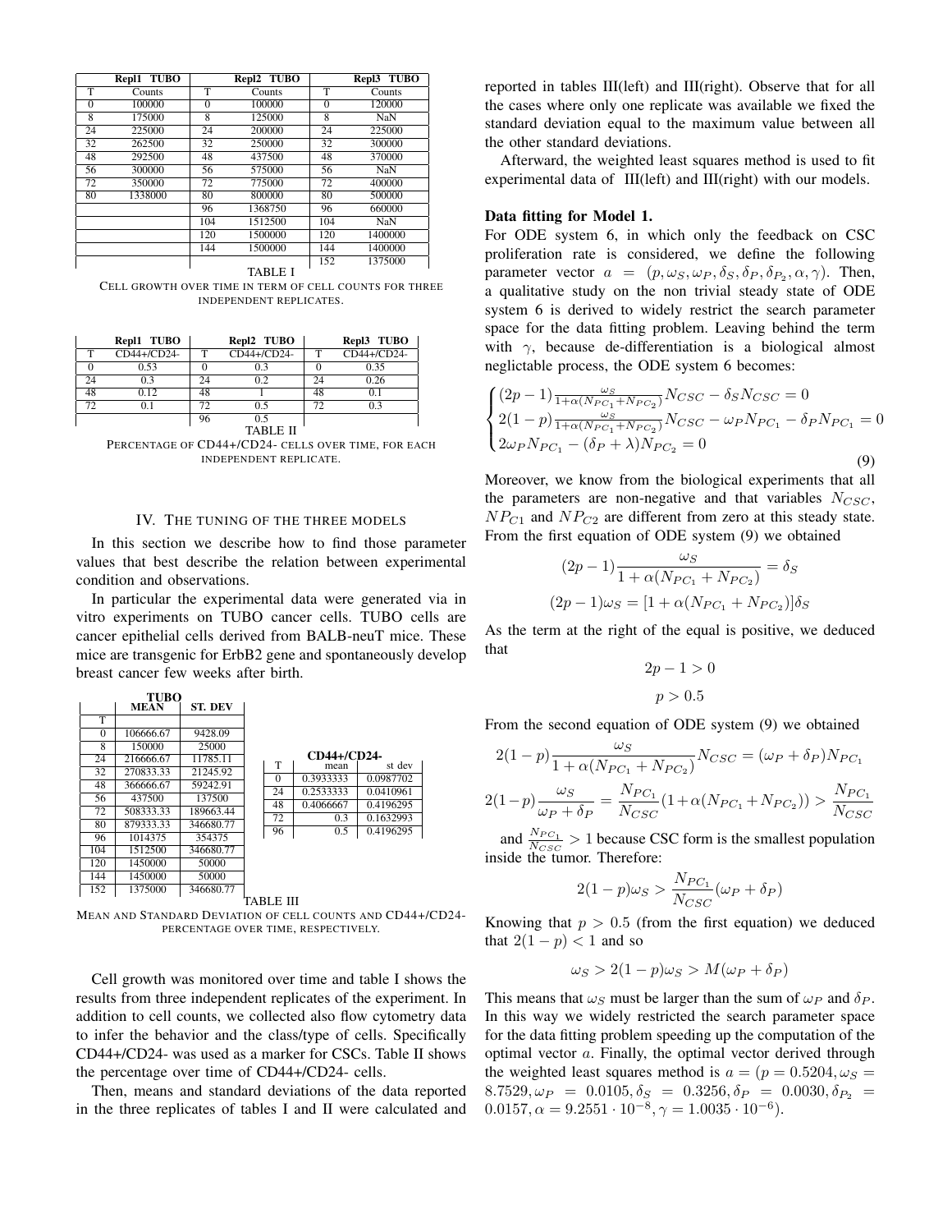| Repl1 TUBO | | Repl2 TUBO | | Repl3 TUBO | |
|---|---|---|---|---|---|
| T | Counts | T | Counts | T | Counts |
| 0 | 100000 | 0 | 100000 | 0 | 120000 |
| 8 | 175000 | 8 | 125000 | 8 | NaN |
| 24 | 225000 | 24 | 200000 | 24 | 225000 |
| 32 | 262500 | 32 | 250000 | 32 | 300000 |
| 48 | 292500 | 48 | 437500 | 48 | 370000 |
| 56 | 300000 | 56 | 575000 | 56 | NaN |
| 72 | 350000 | 72 | 775000 | 72 | 400000 |
| 80 | 1338000 | 80 | 800000 | 80 | 500000 |
| | | 96 | 1368750 | 96 | 660000 |
| | | 104 | 1512500 | 104 | NaN |
| | | 120 | 1500000 | 120 | 1400000 |
| | | 144 | 1500000 | 144 | 1400000 |
| | | | | 152 | 1375000 |

TABLE I

CELL GROWTH OVER TIME IN TERM OF CELL COUNTS FOR THREE INDEPENDENT REPLICATES.

| Repl1 TUBO | | Repl2 TUBO | | Repl3 TUBO | |
|---|---|---|---|---|---|
| T | CD44+/CD24- | T | CD44+/CD24- | T | CD44+/CD24- |
| 0 | 0.53 | 0 | 0.3 | 0 | 0.35 |
| 24 | 0.3 | 24 | 0.2 | 24 | 0.26 |
| 48 | 0.12 | 48 | 1 | 48 | 0.1 |
| 72 | 0.1 | 72 | 0.5 | 72 | 0.3 |
| | | 96 | 0.5 | | |

TABLE II

PERCENTAGE OF CD44+/CD24- CELLS OVER TIME, FOR EACH INDEPENDENT REPLICATE.

## IV. THE TUNING OF THE THREE MODELS

In this section we describe how to find those parameter values that best describe the relation between experimental condition and observations.

In particular the experimental data were generated via in vitro experiments on TUBO cancer cells. TUBO cells are cancer epithelial cells derived from BALB-neuT mice. These mice are transgenic for ErbB2 gene and spontaneously develop breast cancer few weeks after birth.

| TUBO | | |
|---|---|---|
| T | MEAN | ST. DEV |
| 0 | 106666.67 | 9428.09 |
| 8 | 150000 | 25000 |
| 24 | 216666.67 | 11785.11 |
| 32 | 270833.33 | 21245.92 |
| 48 | 366666.67 | 59242.91 |
| 56 | 437500 | 137500 |
| 72 | 508333.33 | 189663.44 |
| 80 | 879333.33 | 346680.77 |
| 96 | 1014375 | 354375 |
| 104 | 1512500 | 346680.77 |
| 120 | 1450000 | 50000 |
| 144 | 1450000 | 50000 |
| 152 | 1375000 | 346680.77 |

| CD44+/CD24- | | |
|---|---|---|
| T | mean | st dev |
| 0 | 0.3933333 | 0.0987702 |
| 24 | 0.2533333 | 0.0410961 |
| 48 | 0.4066667 | 0.4196295 |
| 72 | 0.3 | 0.1632993 |
| 96 | 0.5 | 0.4196295 |

TABLE III

MEAN AND STANDARD DEVIATION OF CELL COUNTS AND CD44+/CD24- PERCENTAGE OVER TIME, RESPECTIVELY.

Cell growth was monitored over time and table I shows the results from three independent replicates of the experiment. In addition to cell counts, we collected also flow cytometry data to infer the behavior and the class/type of cells. Specifically CD44+/CD24- was used as a marker for CSCs. Table II shows the percentage over time of CD44+/CD24- cells.

Then, means and standard deviations of the data reported in the three replicates of tables I and II were calculated and reported in tables III(left) and III(right). Observe that for all the cases where only one replicate was available we fixed the standard deviation equal to the maximum value between all the other standard deviations.

Afterward, the weighted least squares method is used to fit experimental data of III(left) and III(right) with our models.

**Data fitting for Model 1.**

For ODE system 6, in which only the feedback on CSC proliferation rate is considered, we define the following parameter vector $a = (p, \omega_S, \omega_P, \delta_S, \delta_P, \delta_{P_2}, \alpha, \gamma)$. Then, a qualitative study on the non trivial steady state of ODE system 6 is derived to widely restrict the search parameter space for the data fitting problem. Leaving behind the term with $\gamma$, because de-differentiation is a biological almost neglictable process, the ODE system 6 becomes:

$$\begin{cases} (2p-1)\frac{\omega_S}{1+\alpha(N_{PC_1}+N_{PC_2})}N_{CSC} - \delta_S N_{CSC} = 0 \\ 2(1-p)\frac{\omega_S}{1+\alpha(N_{PC_1}+N_{PC_2})}N_{CSC} - \omega_P N_{PC_1} - \delta_P N_{PC_1} = 0 \\ 2\omega_P N_{PC_1} - (\delta_P + \lambda)N_{PC_2} = 0 \end{cases} \tag{9}$$

Moreover, we know from the biological experiments that all the parameters are non-negative and that variables $N_{CSC}$, $NP_{C1}$ and $NP_{C2}$ are different from zero at this steady state. From the first equation of ODE system (9) we obtained

$$(2p-1)\frac{\omega_S}{1+\alpha(N_{PC_1}+N_{PC_2})} = \delta_S$$

$$(2p-1)\omega_S = [1+\alpha(N_{PC_1}+N_{PC_2})]\delta_S$$

As the term at the right of the equal is positive, we deduced that

$$2p - 1 > 0$$

$$p > 0.5$$

From the second equation of ODE system (9) we obtained

$$2(1-p)\frac{\omega_S}{1+\alpha(N_{PC_1}+N_{PC_2})}N_{CSC} = (\omega_P + \delta_P)N_{PC_1}$$

$$2(1-p)\frac{\omega_S}{\omega_P+\delta_P} = \frac{N_{PC_1}}{N_{CSC}}(1+\alpha(N_{PC_1}+N_{PC_2})) > \frac{N_{PC_1}}{N_{CSC}}$$

and $\frac{N_{PC_1}}{N_{CSC}} > 1$ because CSC form is the smallest population inside the tumor. Therefore:

$$2(1-p)\omega_S > \frac{N_{PC_1}}{N_{CSC}}(\omega_P + \delta_P)$$

Knowing that $p > 0.5$ (from the first equation) we deduced that $2(1-p) < 1$ and so

$$\omega_S > 2(1-p)\omega_S > M(\omega_P + \delta_P)$$

This means that $\omega_S$ must be larger than the sum of $\omega_P$ and $\delta_P$. In this way we widely restricted the search parameter space for the data fitting problem speeding up the computation of the optimal vector $a$. Finally, the optimal vector derived through the weighted least squares method is $a = (p = 0.5204, \omega_S = 8.7529, \omega_P = 0.0105, \delta_S = 0.3256, \delta_P = 0.0030, \delta_{P_2} = 0.0157, \alpha = 9.2551 \cdot 10^{-8}, \gamma = 1.0035 \cdot 10^{-6})$.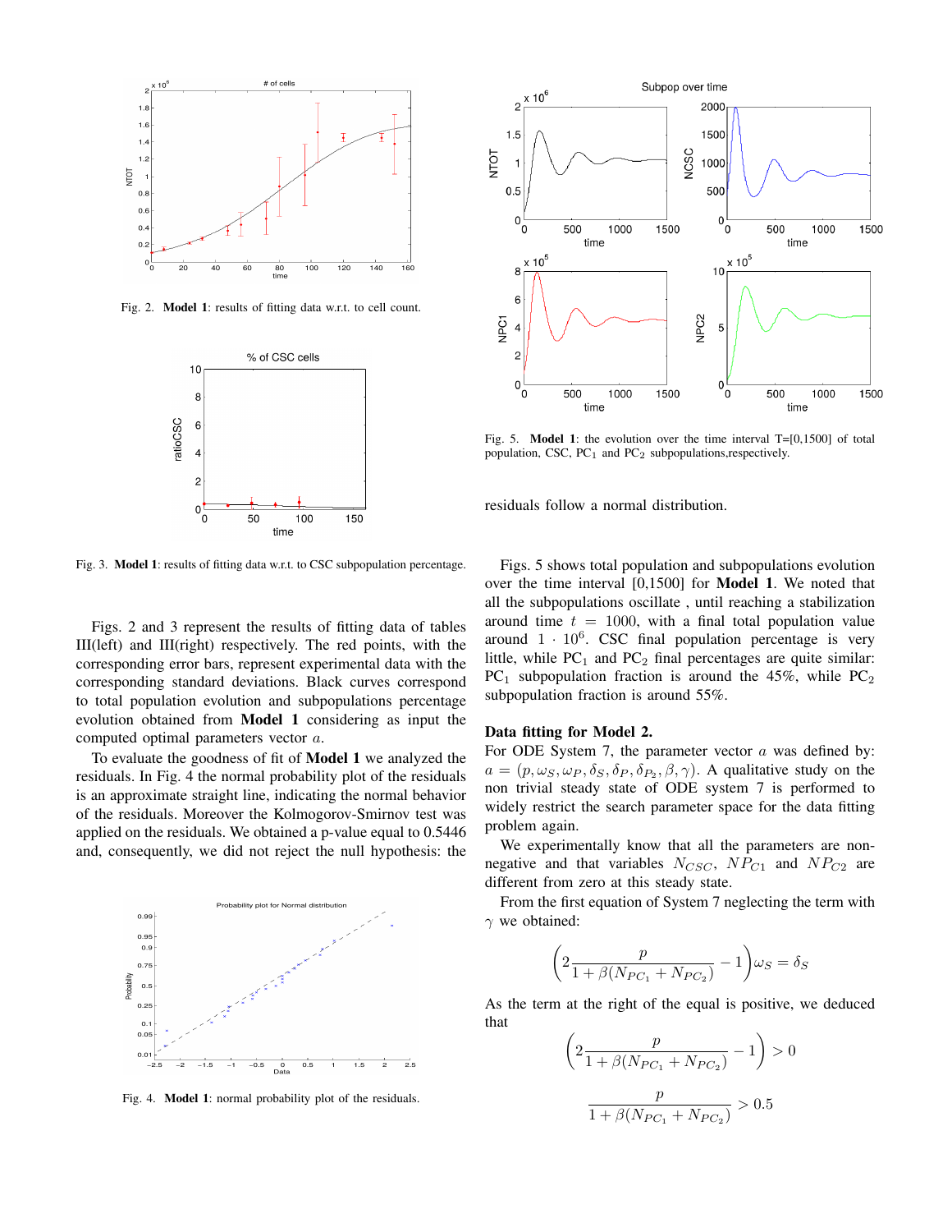Fig. 2. **Model 1**: results of fitting data w.r.t. to cell count.

Fig. 3. **Model 1**: results of fitting data w.r.t. to CSC subpopulation percentage.

Figs. 2 and 3 represent the results of fitting data of tables III(left) and III(right) respectively. The red points, with the corresponding error bars, represent experimental data with the corresponding standard deviations. Black curves correspond to total population evolution and subpopulations percentage evolution obtained from **Model 1** considering as input the computed optimal parameters vector $a$.

To evaluate the goodness of fit of **Model 1** we analyzed the residuals. In Fig. 4 the normal probability plot of the residuals is an approximate straight line, indicating the normal behavior of the residuals. Moreover the Kolmogorov-Smirnov test was applied on the residuals. We obtained a p-value equal to 0.5446 and, consequently, we did not reject the null hypothesis: the residuals follow a normal distribution.

Fig. 4. **Model 1**: normal probability plot of the residuals.

Fig. 5. **Model 1**: the evolution over the time interval T=[0,1500] of total population, CSC, PC$_1$ and PC$_2$ subpopulations,respectively.

Figs. 5 shows total population and subpopulations evolution over the time interval [0,1500] for **Model 1**. We noted that all the subpopulations oscillate , until reaching a stabilization around time $t = 1000$, with a final total population value around $1 \cdot 10^6$. CSC final population percentage is very little, while PC$_1$ and PC$_2$ final percentages are quite similar: PC$_1$ subpopulation fraction is around the 45%, while PC$_2$ subpopulation fraction is around 55%.

**Data fitting for Model 2.**

For ODE System 7, the parameter vector $a$ was defined by: $a = (p, \omega_S, \omega_P, \delta_S, \delta_P, \delta_{P_2}, \beta, \gamma)$. A qualitative study on the non trivial steady state of ODE system 7 is performed to widely restrict the search parameter space for the data fitting problem again.

We experimentally know that all the parameters are non-negative and that variables $N_{CSC}$, $NP_{C1}$ and $NP_{C2}$ are different from zero at this steady state.

From the first equation of System 7 neglecting the term with $\gamma$ we obtained:

$$\left(2\frac{p}{1+\beta(N_{PC_1}+N_{PC_2})}-1\right)\omega_S = \delta_S$$

As the term at the right of the equal is positive, we deduced that

$$\left(2\frac{p}{1+\beta(N_{PC_1}+N_{PC_2})}-1\right) > 0$$

$$\frac{p}{1+\beta(N_{PC_1}+N_{PC_2})} > 0.5$$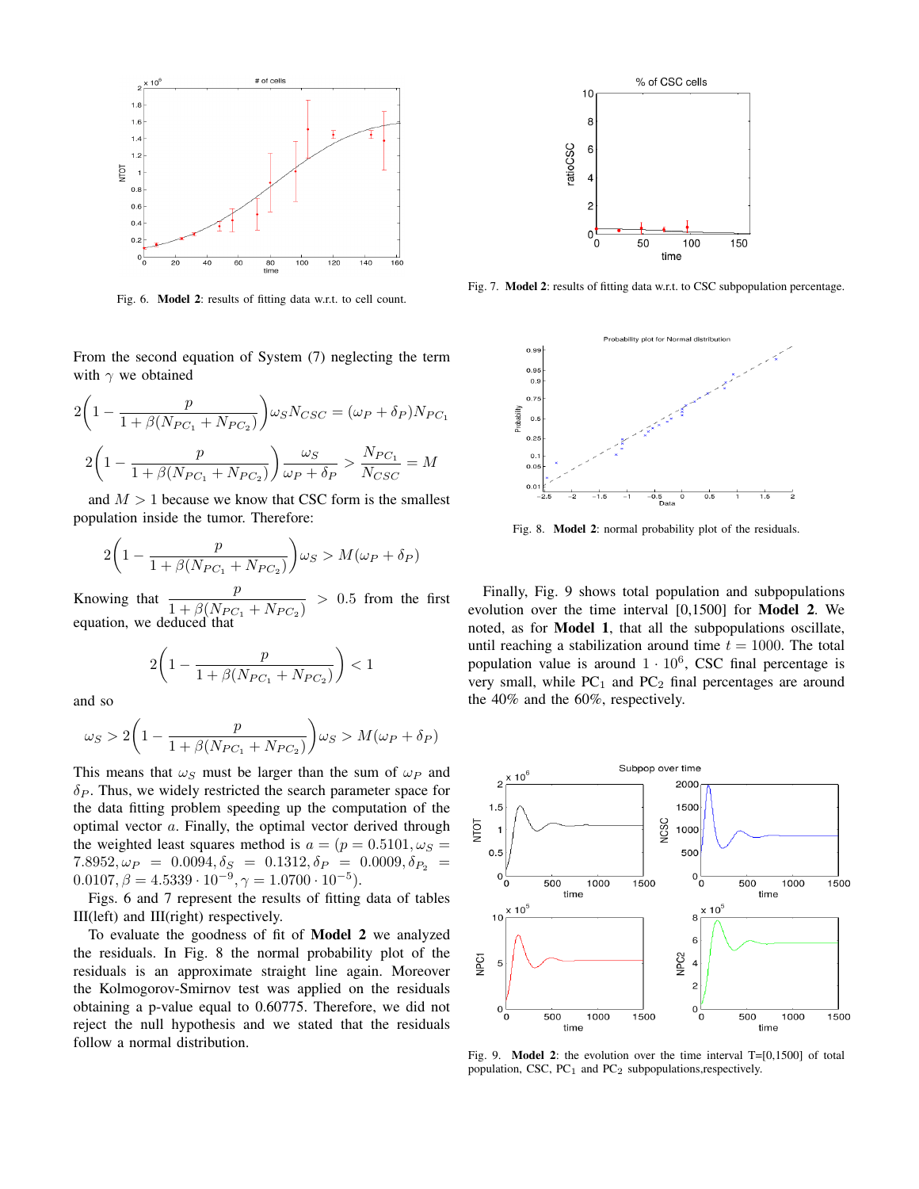Fig. 6. **Model 2**: results of fitting data w.r.t. to cell count.

Fig. 7. **Model 2**: results of fitting data w.r.t. to CSC subpopulation percentage.

From the second equation of System (7) neglecting the term with $\gamma$ we obtained

$$2\left(1 - \frac{p}{1+\beta(N_{PC_1}+N_{PC_2})}\right)\omega_S N_{CSC} = (\omega_P + \delta_P)N_{PC_1}$$

$$2\left(1 - \frac{p}{1+\beta(N_{PC_1}+N_{PC_2})}\right)\frac{\omega_S}{\omega_P+\delta_P} > \frac{N_{PC_1}}{N_{CSC}} = M$$

and $M > 1$ because we know that CSC form is the smallest population inside the tumor. Therefore:

$$2\left(1 - \frac{p}{1+\beta(N_{PC_1}+N_{PC_2})}\right)\omega_S > M(\omega_P + \delta_P)$$

Knowing that $\dfrac{p}{1+\beta(N_{PC_1}+N_{PC_2})} > 0.5$ from the first equation, we deduced that

$$2\left(1 - \frac{p}{1+\beta(N_{PC_1}+N_{PC_2})}\right) < 1$$

and so

$$\omega_S > 2\left(1 - \frac{p}{1+\beta(N_{PC_1}+N_{PC_2})}\right)\omega_S > M(\omega_P + \delta_P)$$

This means that $\omega_S$ must be larger than the sum of $\omega_P$ and $\delta_P$. Thus, we widely restricted the search parameter space for the data fitting problem speeding up the computation of the optimal vector $a$. Finally, the optimal vector derived through the weighted least squares method is $a = (p = 0.5101, \omega_S = 7.8952, \omega_P = 0.0094, \delta_S = 0.1312, \delta_P = 0.0009, \delta_{P_2} = 0.0107, \beta = 4.5339 \cdot 10^{-9}, \gamma = 1.0700 \cdot 10^{-5})$.

Figs. 6 and 7 represent the results of fitting data of tables III(left) and III(right) respectively.

To evaluate the goodness of fit of **Model 2** we analyzed the residuals. In Fig. 8 the normal probability plot of the residuals is an approximate straight line again. Moreover the Kolmogorov-Smirnov test was applied on the residuals obtaining a p-value equal to 0.60775. Therefore, we did not reject the null hypothesis and we stated that the residuals follow a normal distribution.

Fig. 8. **Model 2**: normal probability plot of the residuals.

Finally, Fig. 9 shows total population and subpopulations evolution over the time interval [0,1500] for **Model 2**. We noted, as for **Model 1**, that all the subpopulations oscillate, until reaching a stabilization around time $t = 1000$. The total population value is around $1 \cdot 10^6$, CSC final percentage is very small, while $PC_1$ and $PC_2$ final percentages are around the 40% and the 60%, respectively.

Fig. 9. **Model 2**: the evolution over the time interval T=[0,1500] of total population, CSC, $PC_1$ and $PC_2$ subpopulations,respectively.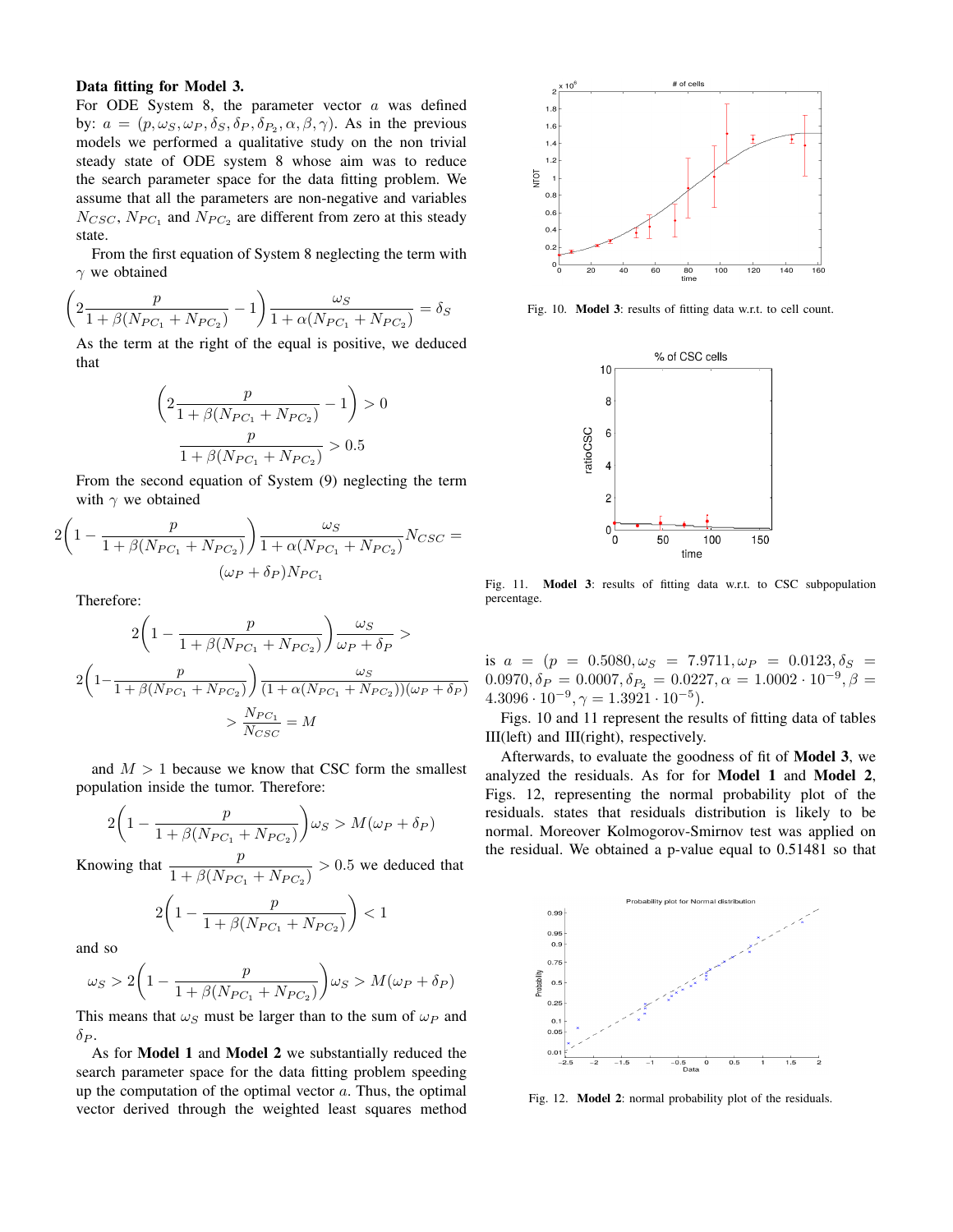**Data fitting for Model 3.**

For ODE System 8, the parameter vector $a$ was defined by: $a = (p, \omega_S, \omega_P, \delta_S, \delta_P, \delta_{P_2}, \alpha, \beta, \gamma)$. As in the previous models we performed a qualitative study on the non trivial steady state of ODE system 8 whose aim was to reduce the search parameter space for the data fitting problem. We assume that all the parameters are non-negative and variables $N_{CSC}$, $N_{PC_1}$ and $N_{PC_2}$ are different from zero at this steady state.

From the first equation of System 8 neglecting the term with $\gamma$ we obtained

$$\left(2\frac{p}{1+\beta(N_{PC_1}+N_{PC_2})}-1\right)\frac{\omega_S}{1+\alpha(N_{PC_1}+N_{PC_2})}=\delta_S$$

As the term at the right of the equal is positive, we deduced that

$$\left(2\frac{p}{1+\beta(N_{PC_1}+N_{PC_2})}-1\right)>0$$

$$\frac{p}{1+\beta(N_{PC_1}+N_{PC_2})}>0.5$$

From the second equation of System (9) neglecting the term with $\gamma$ we obtained

$$2\left(1-\frac{p}{1+\beta(N_{PC_1}+N_{PC_2})}\right)\frac{\omega_S}{1+\alpha(N_{PC_1}+N_{PC_2})}N_{CSC}=(\omega_P+\delta_P)N_{PC_1}$$

Therefore:

$$2\left(1-\frac{p}{1+\beta(N_{PC_1}+N_{PC_2})}\right)\frac{\omega_S}{\omega_P+\delta_P}>$$

$$2\left(1-\frac{p}{1+\beta(N_{PC_1}+N_{PC_2})}\right)\frac{\omega_S}{(1+\alpha(N_{PC_1}+N_{PC_2}))(\omega_P+\delta_P)}$$

$$>\frac{N_{PC_1}}{N_{CSC}}=M$$

and $M>1$ because we know that CSC form the smallest population inside the tumor. Therefore:

$$2\left(1-\frac{p}{1+\beta(N_{PC_1}+N_{PC_2})}\right)\omega_S>M(\omega_P+\delta_P)$$

Knowing that $\frac{p}{1+\beta(N_{PC_1}+N_{PC_2})}>0.5$ we deduced that

$$2\left(1-\frac{p}{1+\beta(N_{PC_1}+N_{PC_2})}\right)<1$$

and so

$$\omega_S>2\left(1-\frac{p}{1+\beta(N_{PC_1}+N_{PC_2})}\right)\omega_S>M(\omega_P+\delta_P)$$

This means that $\omega_S$ must be larger than to the sum of $\omega_P$ and $\delta_P$.

As for **Model 1** and **Model 2** we substantially reduced the search parameter space for the data fitting problem speeding up the computation of the optimal vector $a$. Thus, the optimal vector derived through the weighted least squares method is $a = (p = 0.5080, \omega_S = 7.9711, \omega_P = 0.0123, \delta_S = 0.0970, \delta_P = 0.0007, \delta_{P_2} = 0.0227, \alpha = 1.0002\cdot10^{-9}, \beta = 4.3096\cdot10^{-9}, \gamma = 1.3921\cdot10^{-5})$.

Figs. 10 and 11 represent the results of fitting data of tables III(left) and III(right), respectively.

Afterwards, to evaluate the goodness of fit of **Model 3**, we analyzed the residuals. As for for **Model 1** and **Model 2**, Figs. 12, representing the normal probability plot of the residuals. states that residuals distribution is likely to be normal. Moreover Kolmogorov-Smirnov test was applied on the residual. We obtained a p-value equal to 0.51481 so that

Fig. 10. **Model 3**: results of fitting data w.r.t. to cell count.

Fig. 11. **Model 3**: results of fitting data w.r.t. to CSC subpopulation percentage.

Fig. 12. **Model 2**: normal probability plot of the residuals.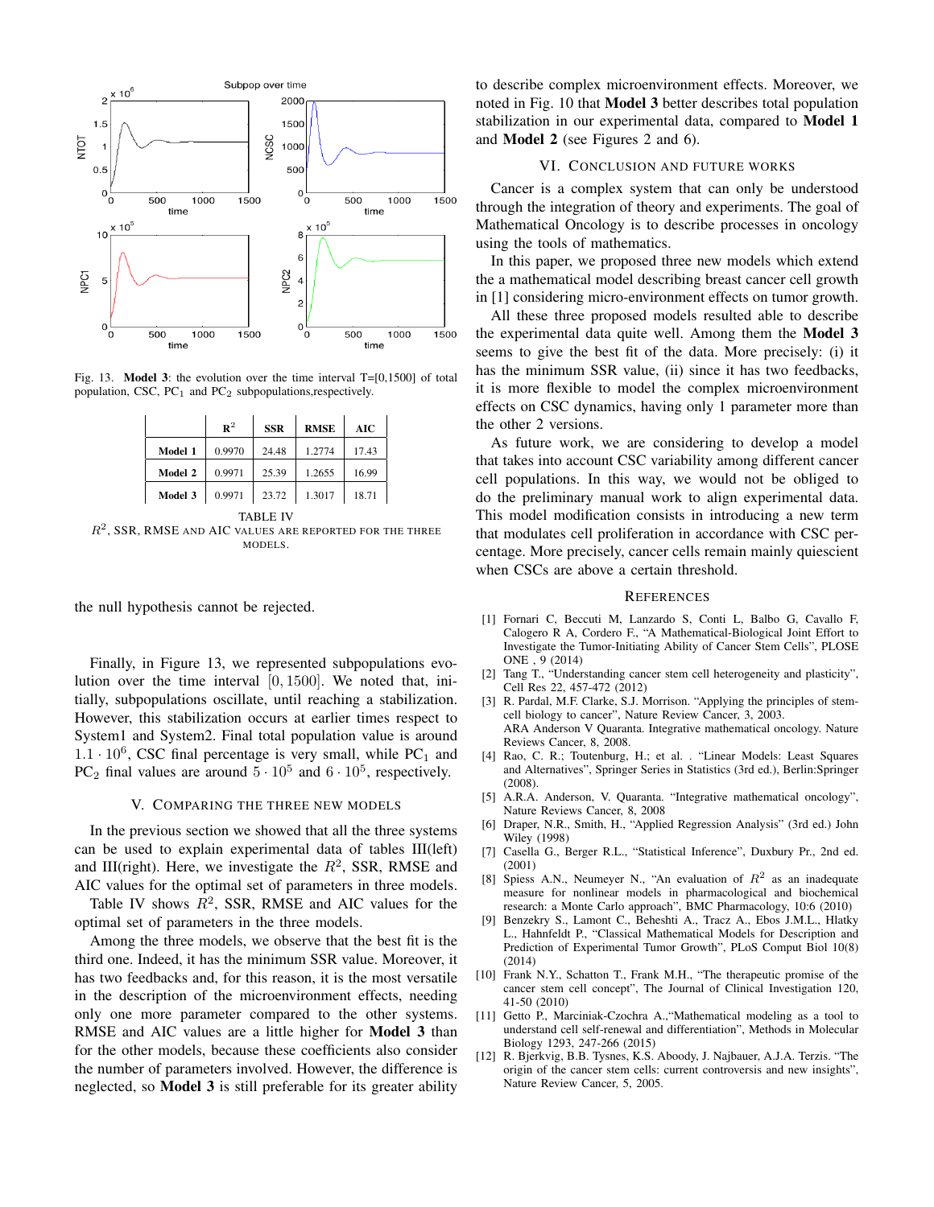Subpop over time

NTOT
$\times 10^6$
2
1.5
1
0.5
0
0 500 1000 1500
time

NCSC
2000
1500
1000
500
0
0 500 1000 1500
time

NPC1
$\times 10^5$
10
5
0
0 500 1000 1500
time

NPC2
$\times 10^5$
8
6
4
2
0
0 500 1000 1500
time

Fig. 13. **Model 3**: the evolution over the time interval T=[0,1500] of total population, CSC, $PC_1$ and $PC_2$ subpopulations,respectively.

| | $R^2$ | SSR | RMSE | AIC |
|---|---|---|---|---|
| **Model 1** | 0.9970 | 24.48 | 1.2774 | 17.43 |
| **Model 2** | 0.9971 | 25.39 | 1.2655 | 16.99 |
| **Model 3** | 0.9971 | 23.72 | 1.3017 | 18.71 |

TABLE IV
$R^2$, SSR, RMSE AND AIC VALUES ARE REPORTED FOR THE THREE MODELS.

the null hypothesis cannot be rejected.

Finally, in Figure 13, we represented subpopulations evolution over the time interval $[0, 1500]$. We noted that, initially, subpopulations oscillate, until reaching a stabilization. However, this stabilization occurs at earlier times respect to System1 and System2. Final total population value is around $1.1 \cdot 10^6$, CSC final percentage is very small, while $PC_1$ and $PC_2$ final values are around $5 \cdot 10^5$ and $6 \cdot 10^5$, respectively.

## V. Comparing the three new models

In the previous section we showed that all the three systems can be used to explain experimental data of tables III(left) and III(right). Here, we investigate the $R^2$, SSR, RMSE and AIC values for the optimal set of parameters in three models.

Table IV shows $R^2$, SSR, RMSE and AIC values for the optimal set of parameters in the three models.

Among the three models, we observe that the best fit is the third one. Indeed, it has the minimum SSR value. Moreover, it has two feedbacks and, for this reason, it is the most versatile in the description of the microenvironment effects, needing only one more parameter compared to the other systems. RMSE and AIC values are a little higher for **Model 3** than for the other models, because these coefficients also consider the number of parameters involved. However, the difference is neglected, so **Model 3** is still preferable for its greater ability to describe complex microenvironment effects. Moreover, we noted in Fig. 10 that **Model 3** better describes total population stabilization in our experimental data, compared to **Model 1** and **Model 2** (see Figures 2 and 6).

## VI. Conclusion and future works

Cancer is a complex system that can only be understood through the integration of theory and experiments. The goal of Mathematical Oncology is to describe processes in oncology using the tools of mathematics.

In this paper, we proposed three new models which extend the a mathematical model describing breast cancer cell growth in [1] considering micro-environment effects on tumor growth.

All these three proposed models resulted able to describe the experimental data quite well. Among them the **Model 3** seems to give the best fit of the data. More precisely: (i) it has the minimum SSR value, (ii) since it has two feedbacks, it is more flexible to model the complex microenvironment effects on CSC dynamics, having only 1 parameter more than the other 2 versions.

As future work, we are considering to develop a model that takes into account CSC variability among different cancer cell populations. In this way, we would not be obliged to do the preliminary manual work to align experimental data. This model modification consists in introducing a new term that modulates cell proliferation in accordance with CSC percentage. More precisely, cancer cells remain mainly quiescient when CSCs are above a certain threshold.

## References

[1] Fornari C, Beccuti M, Lanzardo S, Conti L, Balbo G, Cavallo F, Calogero R A, Cordero F., "A Mathematical-Biological Joint Effort to Investigate the Tumor-Initiating Ability of Cancer Stem Cells", PLOSE ONE , 9 (2014)

[2] Tang T., "Understanding cancer stem cell heterogeneity and plasticity", Cell Res 22, 457-472 (2012)

[3] R. Pardal, M.F. Clarke, S.J. Morrison. "Applying the principles of stem-cell biology to cancer", Nature Review Cancer, 3, 2003.
ARA Anderson V Quaranta. Integrative mathematical oncology. Nature Reviews Cancer, 8, 2008.

[4] Rao, C. R.; Toutenburg, H.; et al. . "Linear Models: Least Squares and Alternatives", Springer Series in Statistics (3rd ed.), Berlin:Springer (2008).

[5] A.R.A. Anderson, V. Quaranta. "Integrative mathematical oncology", Nature Reviews Cancer, 8, 2008

[6] Draper, N.R., Smith, H., "Applied Regression Analysis" (3rd ed.) John Wiley (1998)

[7] Casella G., Berger R.L., "Statistical Inference", Duxbury Pr., 2nd ed. (2001)

[8] Spiess A.N., Neumeyer N., "An evaluation of $R^2$ as an inadequate measure for nonlinear models in pharmacological and biochemical research: a Monte Carlo approach", BMC Pharmacology, 10:6 (2010)

[9] Benzekry S., Lamont C., Beheshti A., Tracz A., Ebos J.M.L., Hlatky L., Hahnfeldt P., "Classical Mathematical Models for Description and Prediction of Experimental Tumor Growth", PLoS Comput Biol 10(8) (2014)

[10] Frank N.Y., Schatton T., Frank M.H., "The therapeutic promise of the cancer stem cell concept", The Journal of Clinical Investigation 120, 41-50 (2010)

[11] Getto P., Marciniak-Czochra A.,"Mathematical modeling as a tool to understand cell self-renewal and differentiation", Methods in Molecular Biology 1293, 247-266 (2015)

[12] R. Bjerkvig, B.B. Tysnes, K.S. Aboody, J. Najbauer, A.J.A. Terzis. "The origin of the cancer stem cells: current controversis and new insights", Nature Review Cancer, 5, 2005.